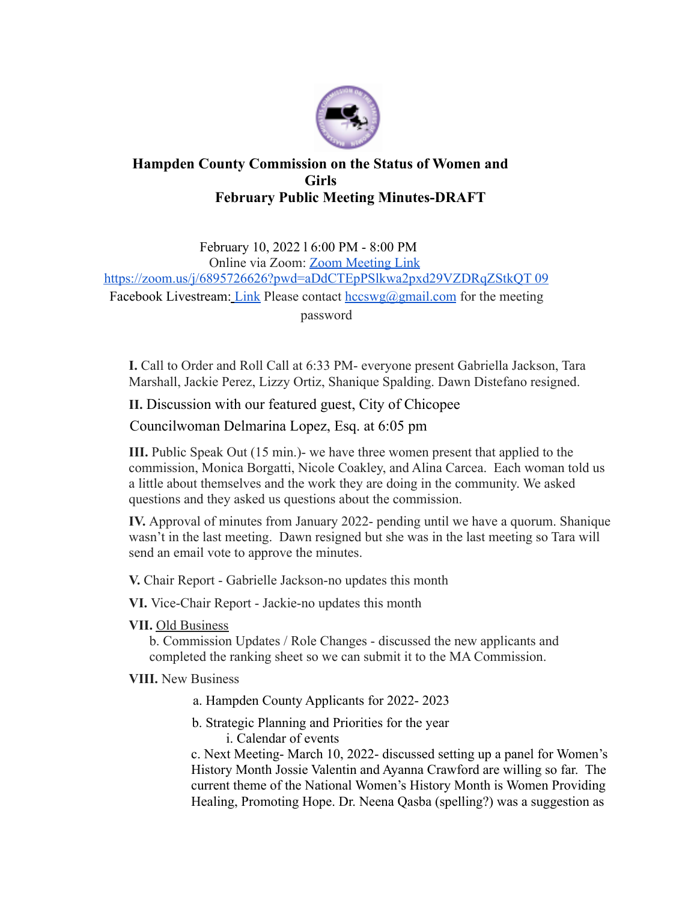# Hampden County Commission on the Status of Women and Girls
## February Public Meeting Minutes-DRAFT

February 10, 2022 l 6:00 PM - 8:00 PM
Online via Zoom: [Zoom Meeting Link](https://zoom.us/j/6895726626?pwd=aDdCTEpPSlkwa2pxd29VZDRqZStkQT09)
https://zoom.us/j/6895726626?pwd=aDdCTEpPSlkwa2pxd29VZDRqZStkQT 09
Facebook Livestream: Link Please contact hccswg@gmail.com for the meeting password

**I.** Call to Order and Roll Call at 6:33 PM- everyone present Gabriella Jackson, Tara Marshall, Jackie Perez, Lizzy Ortiz, Shanique Spalding. Dawn Distefano resigned.

**II.** Discussion with our featured guest, City of Chicopee Councilwoman Delmarina Lopez, Esq. at 6:05 pm

**III.** Public Speak Out (15 min.)- we have three women present that applied to the commission, Monica Borgatti, Nicole Coakley, and Alina Carcea. Each woman told us a little about themselves and the work they are doing in the community. We asked questions and they asked us questions about the commission.

**IV.** Approval of minutes from January 2022- pending until we have a quorum. Shanique wasn't in the last meeting. Dawn resigned but she was in the last meeting so Tara will send an email vote to approve the minutes.

**V.** Chair Report - Gabrielle Jackson-no updates this month

**VI.** Vice-Chair Report - Jackie-no updates this month

**VII.** Old Business
- b. Commission Updates / Role Changes - discussed the new applicants and completed the ranking sheet so we can submit it to the MA Commission.

**VIII.** New Business
- a. Hampden County Applicants for 2022- 2023
- b. Strategic Planning and Priorities for the year
  - i. Calendar of events
- c. Next Meeting- March 10, 2022- discussed setting up a panel for Women's History Month Jossie Valentin and Ayanna Crawford are willing so far. The current theme of the National Women's History Month is Women Providing Healing, Promoting Hope. Dr. Neena Qasba (spelling?) was a suggestion as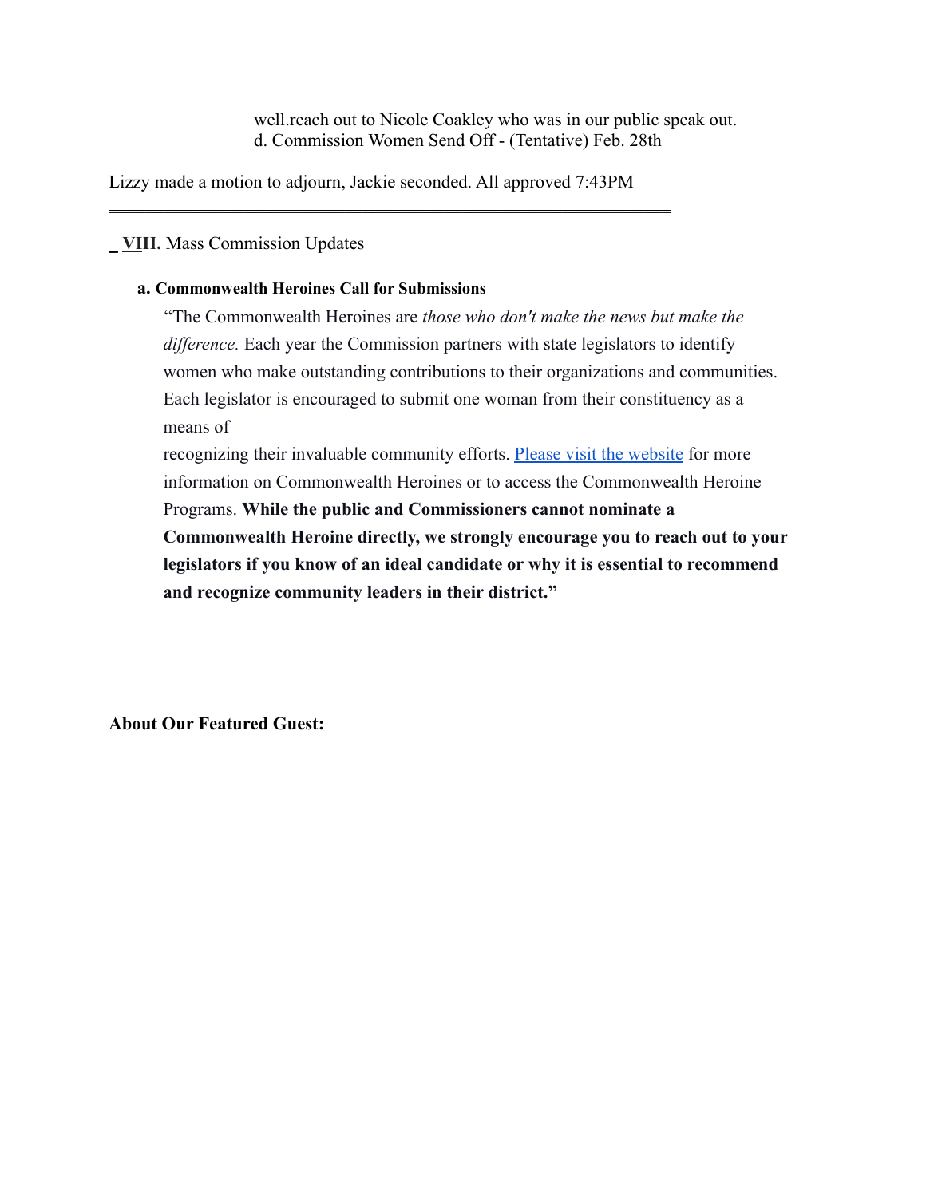well.reach out to Nicole Coakley who was in our public speak out.
d. Commission Women Send Off - (Tentative) Feb. 28th

Lizzy made a motion to adjourn, Jackie seconded. All approved 7:43PM

---

**VIII.** Mass Commission Updates

**a. Commonwealth Heroines Call for Submissions**

"The Commonwealth Heroines are *those who don't make the news but make the difference.* Each year the Commission partners with state legislators to identify women who make outstanding contributions to their organizations and communities. Each legislator is encouraged to submit one woman from their constituency as a means of
recognizing their invaluable community efforts. [Please visit the website] for more information on Commonwealth Heroines or to access the Commonwealth Heroine Programs. **While the public and Commissioners cannot nominate a Commonwealth Heroine directly, we strongly encourage you to reach out to your legislators if you know of an ideal candidate or why it is essential to recommend and recognize community leaders in their district."**

**About Our Featured Guest:**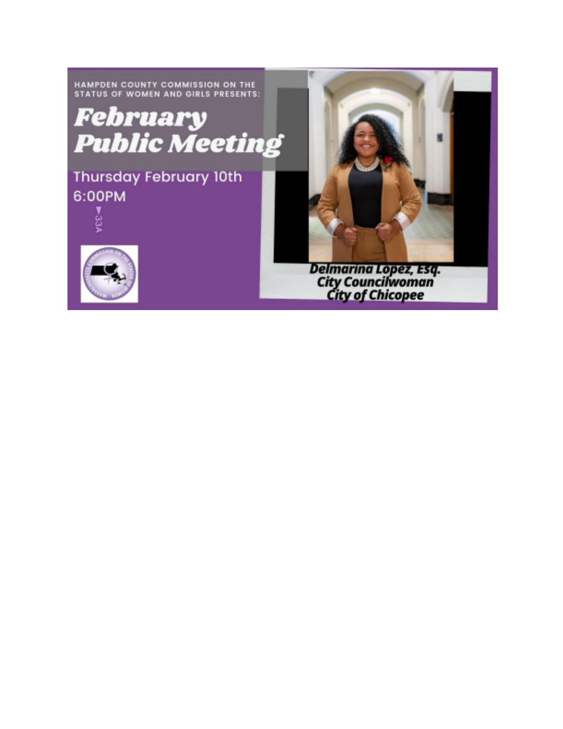HAMPDEN COUNTY COMMISSION ON THE STATUS OF WOMEN AND GIRLS PRESENTS:

# February Public Meeting

Thursday February 10th
6:00PM

Delmarina Lopez, Esq.
City Councilwoman
City of Chicopee